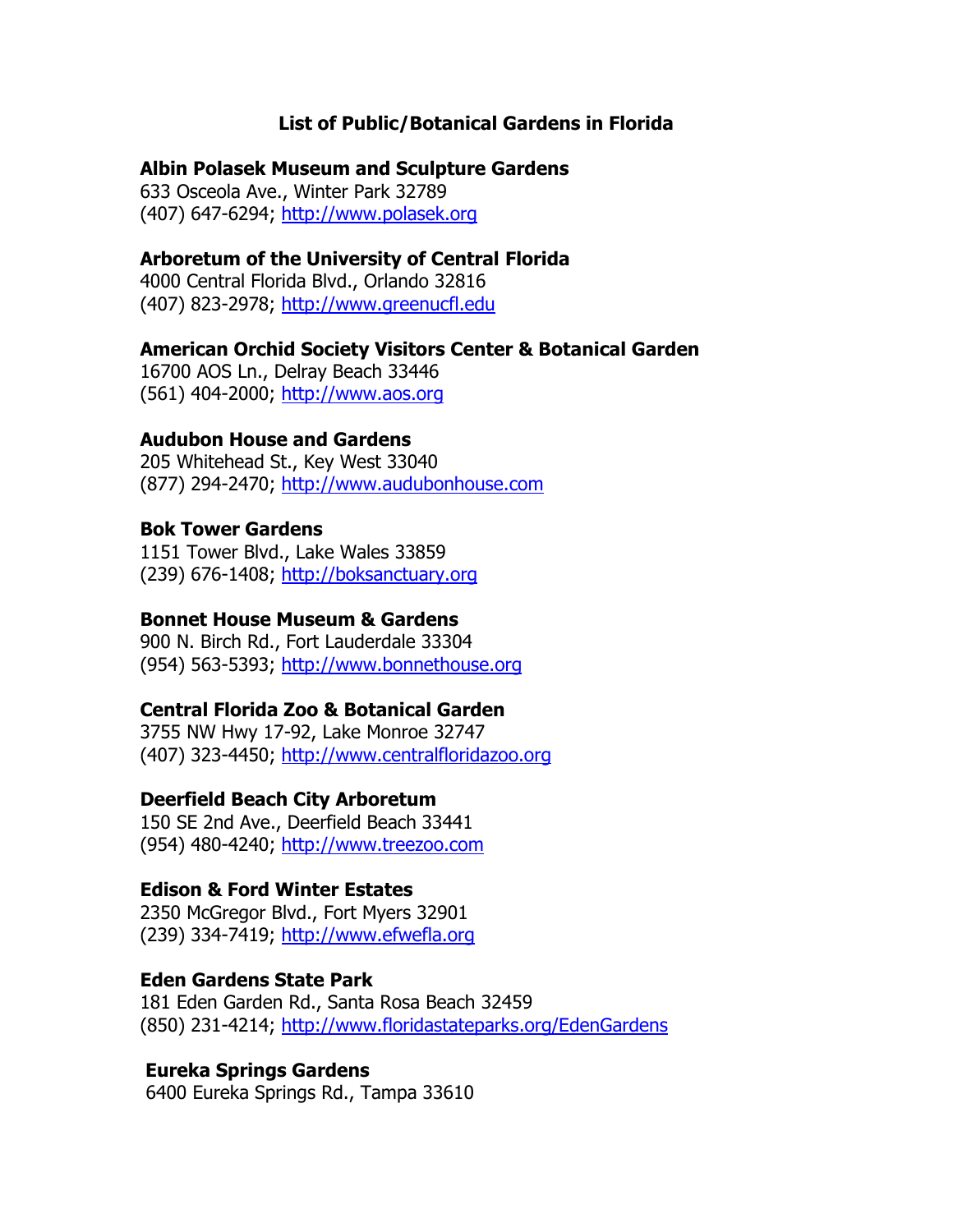# List of Public/Botanical Gardens in Florida

**Albin Polasek Museum and Sculpture Gardens**
633 Osceola Ave., Winter Park 32789
(407) 647-6294; http://www.polasek.org

**Arboretum of the University of Central Florida**
4000 Central Florida Blvd., Orlando 32816
(407) 823-2978; http://www.greenucfl.edu

**American Orchid Society Visitors Center & Botanical Garden**
16700 AOS Ln., Delray Beach 33446
(561) 404-2000; http://www.aos.org

**Audubon House and Gardens**
205 Whitehead St., Key West 33040
(877) 294-2470; http://www.audubonhouse.com

**Bok Tower Gardens**
1151 Tower Blvd., Lake Wales 33859
(239) 676-1408; http://boksanctuary.org

**Bonnet House Museum & Gardens**
900 N. Birch Rd., Fort Lauderdale 33304
(954) 563-5393; http://www.bonnethouse.org

**Central Florida Zoo & Botanical Garden**
3755 NW Hwy 17-92, Lake Monroe 32747
(407) 323-4450; http://www.centralfloridazoo.org

**Deerfield Beach City Arboretum**
150 SE 2nd Ave., Deerfield Beach 33441
(954) 480-4240; http://www.treezoo.com

**Edison & Ford Winter Estates**
2350 McGregor Blvd., Fort Myers 32901
(239) 334-7419; http://www.efwefla.org

**Eden Gardens State Park**
181 Eden Garden Rd., Santa Rosa Beach 32459
(850) 231-4214; http://www.floridastateparks.org/EdenGardens

**Eureka Springs Gardens**
6400 Eureka Springs Rd., Tampa 33610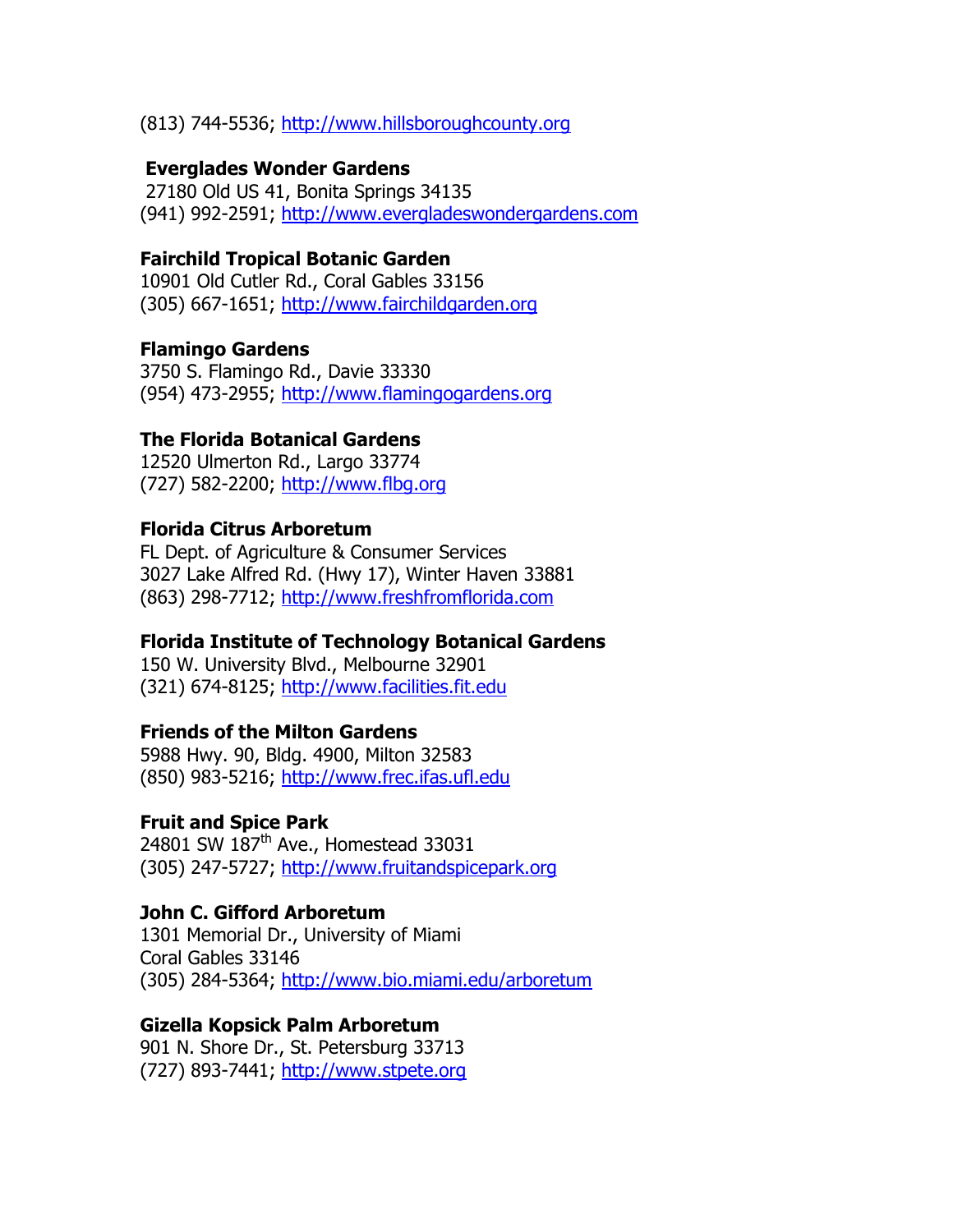(813) 744-5536; http://www.hillsboroughcounty.org

**Everglades Wonder Gardens**
27180 Old US 41, Bonita Springs 34135
(941) 992-2591; http://www.evergladeswondergardens.com

**Fairchild Tropical Botanic Garden**
10901 Old Cutler Rd., Coral Gables 33156
(305) 667-1651; http://www.fairchildgarden.org

**Flamingo Gardens**
3750 S. Flamingo Rd., Davie 33330
(954) 473-2955; http://www.flamingogardens.org

**The Florida Botanical Gardens**
12520 Ulmerton Rd., Largo 33774
(727) 582-2200; http://www.flbg.org

**Florida Citrus Arboretum**
FL Dept. of Agriculture & Consumer Services
3027 Lake Alfred Rd. (Hwy 17), Winter Haven 33881
(863) 298-7712; http://www.freshfromflorida.com

**Florida Institute of Technology Botanical Gardens**
150 W. University Blvd., Melbourne 32901
(321) 674-8125; http://www.facilities.fit.edu

**Friends of the Milton Gardens**
5988 Hwy. 90, Bldg. 4900, Milton 32583
(850) 983-5216; http://www.frec.ifas.ufl.edu

**Fruit and Spice Park**
24801 SW 187th Ave., Homestead 33031
(305) 247-5727; http://www.fruitandspicepark.org

**John C. Gifford Arboretum**
1301 Memorial Dr., University of Miami
Coral Gables 33146
(305) 284-5364; http://www.bio.miami.edu/arboretum

**Gizella Kopsick Palm Arboretum**
901 N. Shore Dr., St. Petersburg 33713
(727) 893-7441; http://www.stpete.org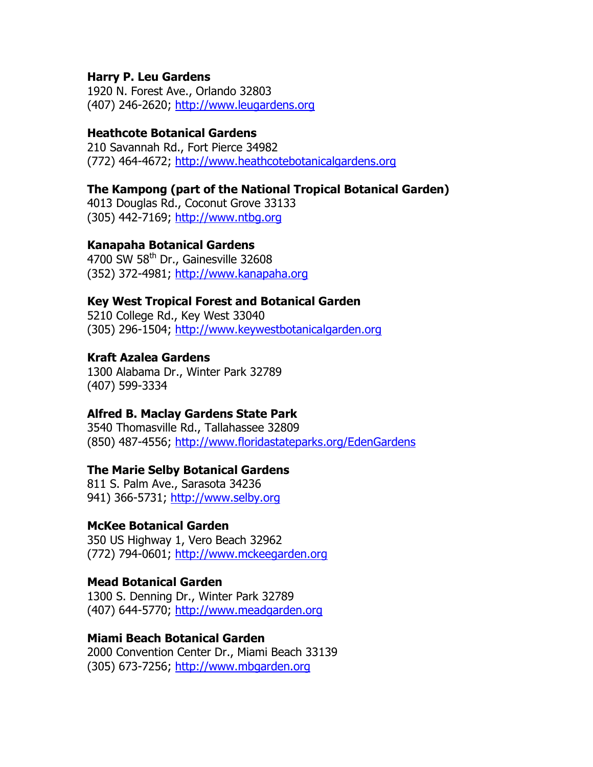**Harry P. Leu Gardens**
1920 N. Forest Ave., Orlando 32803
(407) 246-2620; http://www.leugardens.org

**Heathcote Botanical Gardens**
210 Savannah Rd., Fort Pierce 34982
(772) 464-4672; http://www.heathcotebotanicalgardens.org

**The Kampong (part of the National Tropical Botanical Garden)**
4013 Douglas Rd., Coconut Grove 33133
(305) 442-7169; http://www.ntbg.org

**Kanapaha Botanical Gardens**
4700 SW 58th Dr., Gainesville 32608
(352) 372-4981; http://www.kanapaha.org

**Key West Tropical Forest and Botanical Garden**
5210 College Rd., Key West 33040
(305) 296-1504; http://www.keywestbotanicalgarden.org

**Kraft Azalea Gardens**
1300 Alabama Dr., Winter Park 32789
(407) 599-3334

**Alfred B. Maclay Gardens State Park**
3540 Thomasville Rd., Tallahassee 32809
(850) 487-4556; http://www.floridastateparks.org/EdenGardens

**The Marie Selby Botanical Gardens**
811 S. Palm Ave., Sarasota 34236
941) 366-5731; http://www.selby.org

**McKee Botanical Garden**
350 US Highway 1, Vero Beach 32962
(772) 794-0601; http://www.mckeegarden.org

**Mead Botanical Garden**
1300 S. Denning Dr., Winter Park 32789
(407) 644-5770; http://www.meadgarden.org

**Miami Beach Botanical Garden**
2000 Convention Center Dr., Miami Beach 33139
(305) 673-7256; http://www.mbgarden.org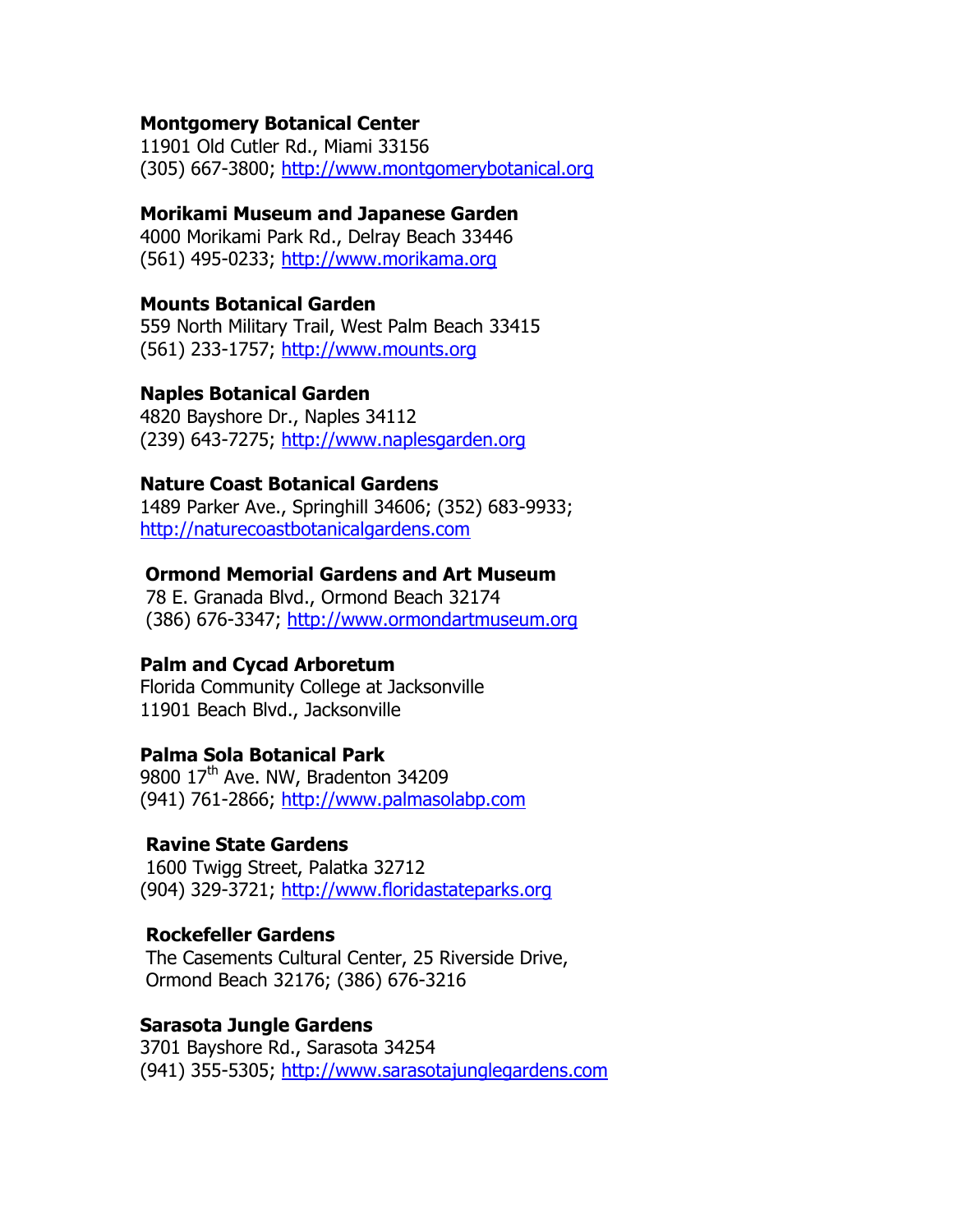**Montgomery Botanical Center**
11901 Old Cutler Rd., Miami 33156
(305) 667-3800; http://www.montgomerybotanical.org

**Morikami Museum and Japanese Garden**
4000 Morikami Park Rd., Delray Beach 33446
(561) 495-0233; http://www.morikama.org

**Mounts Botanical Garden**
559 North Military Trail, West Palm Beach 33415
(561) 233-1757; http://www.mounts.org

**Naples Botanical Garden**
4820 Bayshore Dr., Naples 34112
(239) 643-7275; http://www.naplesgarden.org

**Nature Coast Botanical Gardens**
1489 Parker Ave., Springhill 34606; (352) 683-9933;
http://naturecoastbotanicalgardens.com

**Ormond Memorial Gardens and Art Museum**
78 E. Granada Blvd., Ormond Beach 32174
(386) 676-3347; http://www.ormondartmuseum.org

**Palm and Cycad Arboretum**
Florida Community College at Jacksonville
11901 Beach Blvd., Jacksonville

**Palma Sola Botanical Park**
9800 17th Ave. NW, Bradenton 34209
(941) 761-2866; http://www.palmasolabp.com

**Ravine State Gardens**
1600 Twigg Street, Palatka 32712
(904) 329-3721; http://www.floridastateparks.org

**Rockefeller Gardens**
The Casements Cultural Center, 25 Riverside Drive,
Ormond Beach 32176; (386) 676-3216

**Sarasota Jungle Gardens**
3701 Bayshore Rd., Sarasota 34254
(941) 355-5305; http://www.sarasotajunglegardens.com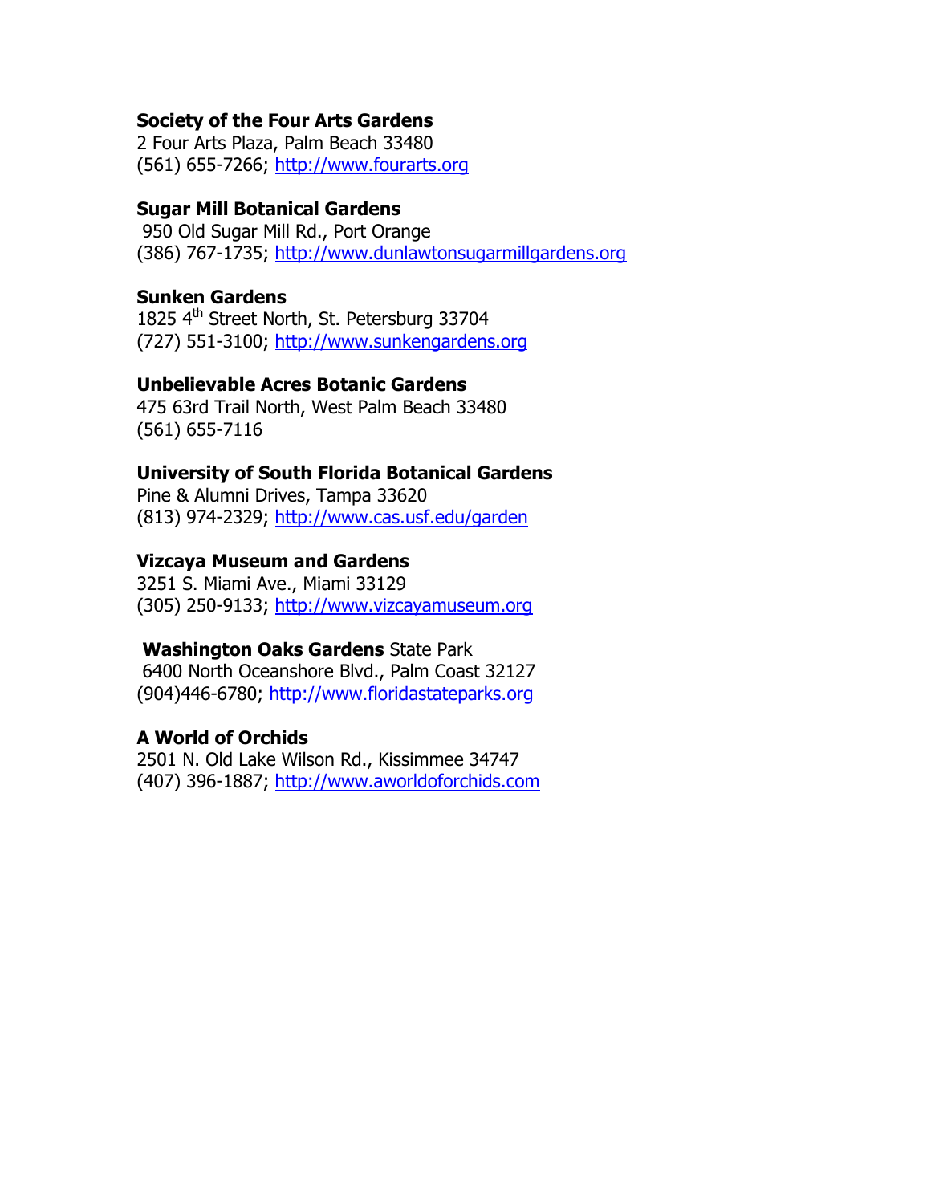**Society of the Four Arts Gardens**
2 Four Arts Plaza, Palm Beach 33480
(561) 655-7266; http://www.fourarts.org

**Sugar Mill Botanical Gardens**
950 Old Sugar Mill Rd., Port Orange
(386) 767-1735; http://www.dunlawtonsugarmillgardens.org

**Sunken Gardens**
1825 4th Street North, St. Petersburg 33704
(727) 551-3100; http://www.sunkengardens.org

**Unbelievable Acres Botanic Gardens**
475 63rd Trail North, West Palm Beach 33480
(561) 655-7116

**University of South Florida Botanical Gardens**
Pine & Alumni Drives, Tampa 33620
(813) 974-2329; http://www.cas.usf.edu/garden

**Vizcaya Museum and Gardens**
3251 S. Miami Ave., Miami 33129
(305) 250-9133; http://www.vizcayamuseum.org

**Washington Oaks Gardens** State Park
6400 North Oceanshore Blvd., Palm Coast 32127
(904)446-6780; http://www.floridastateparks.org

**A World of Orchids**
2501 N. Old Lake Wilson Rd., Kissimmee 34747
(407) 396-1887; http://www.aworldoforchids.com